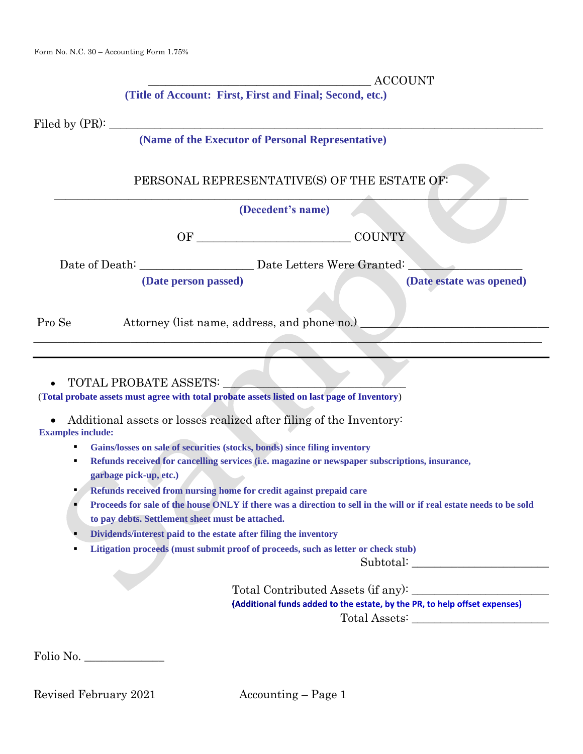Form No. N.C. 30 – Accounting Form 1.75%

______________________________________ ACCOUNT

**(Title of Account: First, First and Final; Second, etc.)**

Filed by (PR): ___________________________________________________________________________

**(Name of the Executor of Personal Representative)**

PERSONAL REPRESENTATIVE(S) OF THE ESTATE OF:

___________________________________________________________________________________

**(Decedent's name)**

OF __________________________ COUNTY

Date of Death: ___________________ Date Letters Were Granted: ___________________

**(Date person passed)** **(Date estate was opened)**

Pro Se Attorney (list name, address, and phone no.) ________________________________

___________________________________________________________________________________

---

- TOTAL PROBATE ASSETS: ______________________________

(**Total probate assets must agree with total probate assets listed on last page of Inventory**)

- Additional assets or losses realized after filing of the Inventory:

**Examples include:**

  - **Gains/losses on sale of securities (stocks, bonds) since filing inventory**
  - **Refunds received for cancelling services (i.e. magazine or newspaper subscriptions, insurance, garbage pick-up, etc.)**
  - **Refunds received from nursing home for credit against prepaid care**
  - **Proceeds for sale of the house ONLY if there was a direction to sell in the will or if real estate needs to be sold to pay debts. Settlement sheet must be attached.**
  - **Dividends/interest paid to the estate after filing the inventory**
  - **Litigation proceeds (must submit proof of proceeds, such as letter or check stub)**

Subtotal: _______________________

Total Contributed Assets (if any): _______________________

**(Additional funds added to the estate, by the PR, to help offset expenses)**

Total Assets: _______________________

Folio No. ______________

Revised February 2021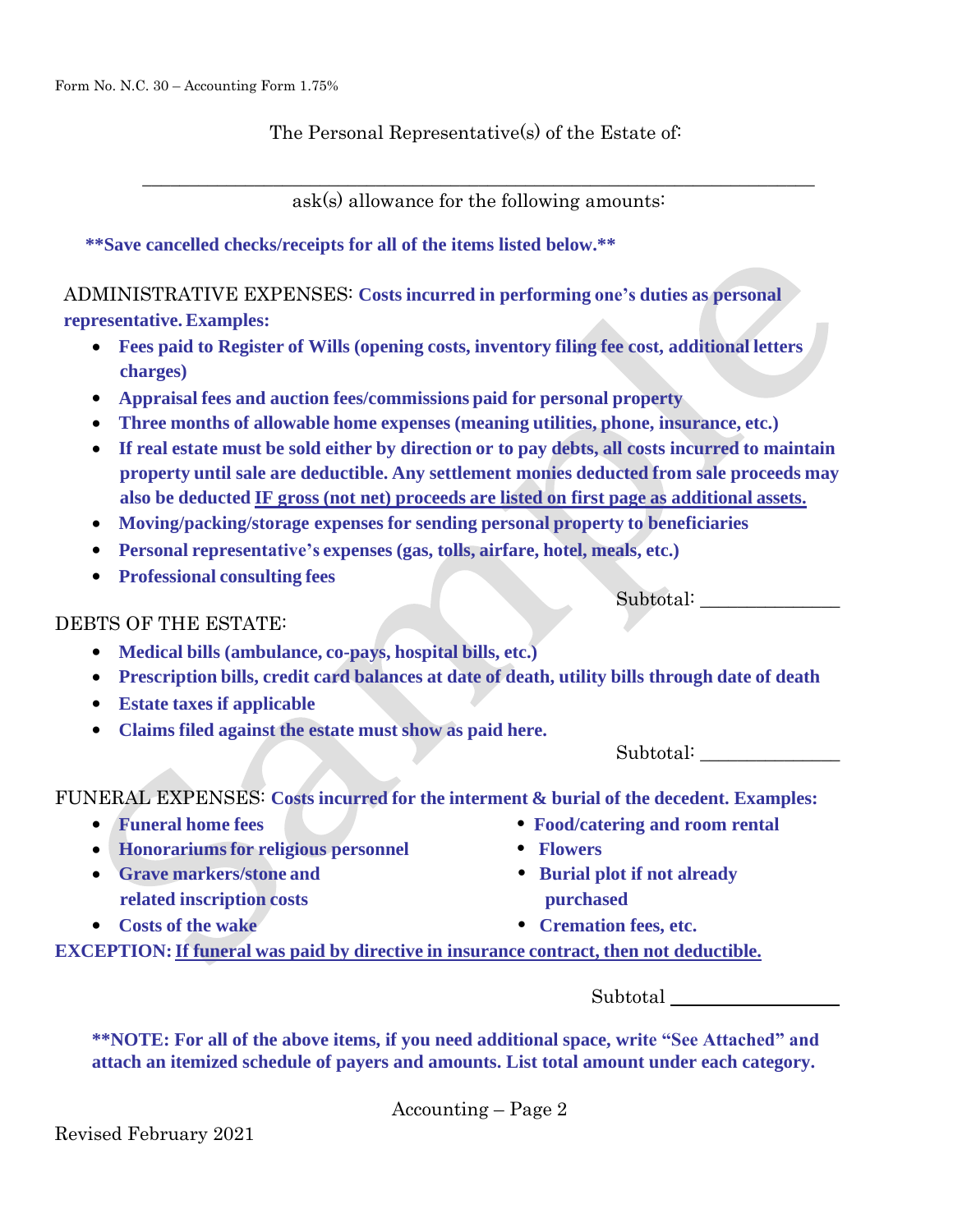Form No. N.C. 30 – Accounting Form 1.75%

The Personal Representative(s) of the Estate of:

\_\_\_\_\_\_\_\_\_\_\_\_\_\_\_\_\_\_\_\_\_\_\_\_\_\_\_\_\_\_\_\_\_\_\_\_\_\_\_\_\_\_\_\_\_\_\_\_\_\_\_\_\_\_\_\_\_\_\_\_

ask(s) allowance for the following amounts:

**\*\*Save cancelled checks/receipts for all of the items listed below.\*\***

ADMINISTRATIVE EXPENSES: **Costs incurred in performing one's duties as personal representative. Examples:**

- **Fees paid to Register of Wills (opening costs, inventory filing fee cost, additional letters charges)**
- **Appraisal fees and auction fees/commissions paid for personal property**
- **Three months of allowable home expenses (meaning utilities, phone, insurance, etc.)**
- **If real estate must be sold either by direction or to pay debts, all costs incurred to maintain property until sale are deductible. Any settlement monies deducted from sale proceeds may also be deducted <u>IF gross (not net) proceeds are listed on first page as additional assets.</u>**
- **Moving/packing/storage expenses for sending personal property to beneficiaries**
- **Personal representative's expenses (gas, tolls, airfare, hotel, meals, etc.)**
- **Professional consulting fees**

Subtotal: \_\_\_\_\_\_\_\_\_\_\_\_\_\_

DEBTS OF THE ESTATE:

- **Medical bills (ambulance, co-pays, hospital bills, etc.)**
- **Prescription bills, credit card balances at date of death, utility bills through date of death**
- **Estate taxes if applicable**
- **Claims filed against the estate must show as paid here.**

Subtotal: \_\_\_\_\_\_\_\_\_\_\_\_\_\_

FUNERAL EXPENSES: **Costs incurred for the interment & burial of the decedent. Examples:**

- **Funeral home fees**
- **Honorariums for religious personnel**
- **Grave markers/stone and related inscription costs**
- **Costs of the wake**
- **Food/catering and room rental**
- **Flowers**
- **Burial plot if not already purchased**
- **Cremation fees, etc.**

**EXCEPTION: <u>If funeral was paid by directive in insurance contract, then not deductible.</u>**

Subtotal \_\_\_\_\_\_\_\_\_\_\_\_\_\_

**\*\*NOTE: For all of the above items, if you need additional space, write "See Attached" and attach an itemized schedule of payers and amounts. List total amount under each category.**

Accounting – Page 2

Revised February 2021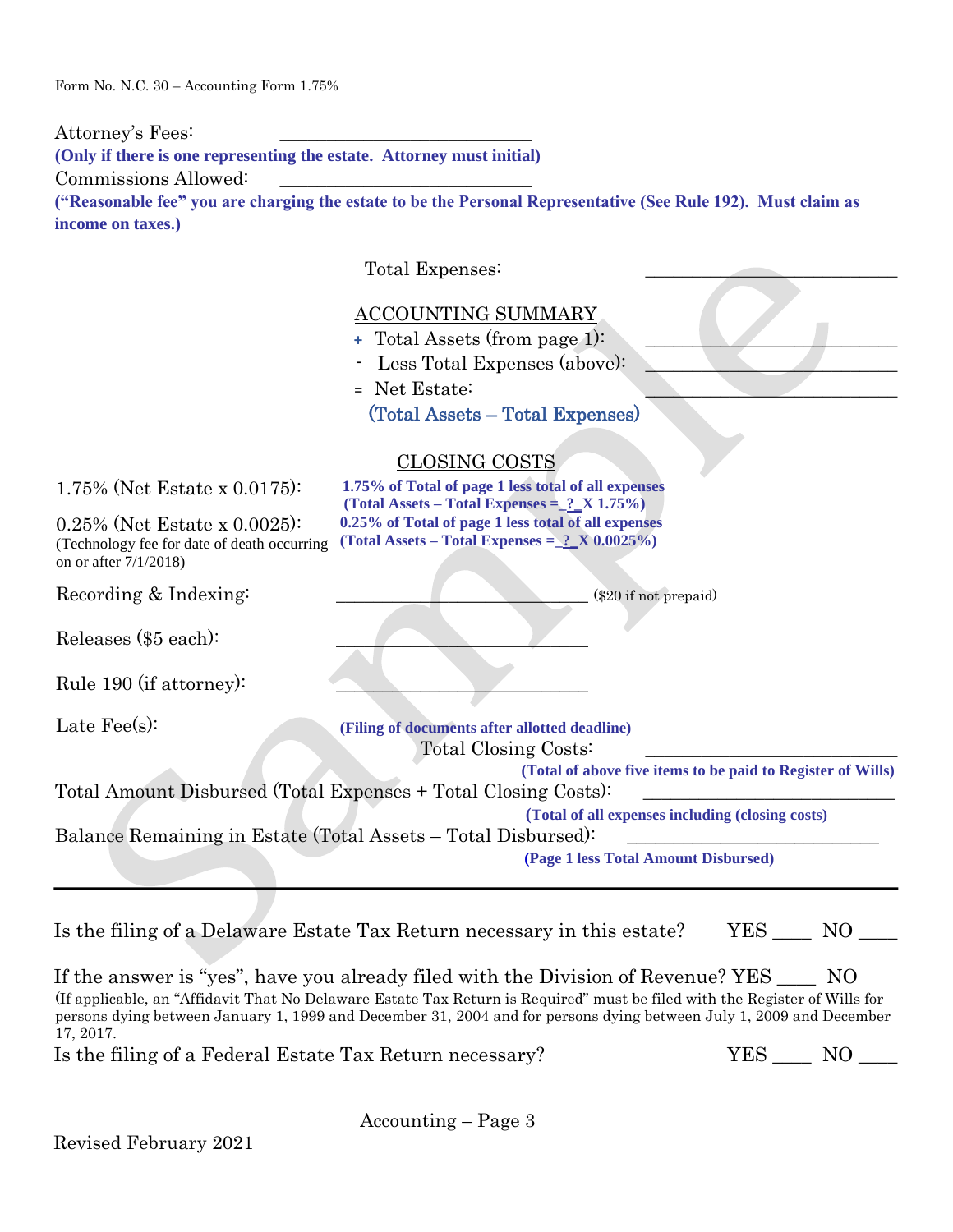Form No. N.C. 30 – Accounting Form 1.75%

Attorney's Fees: ___________________________

**(Only if there is one representing the estate. Attorney must initial)**

Commissions Allowed: ___________________________

**("Reasonable fee" you are charging the estate to be the Personal Representative (See Rule 192). Must claim as income on taxes.)**

Total Expenses: ___________________________

ACCOUNTING SUMMARY

\+ Total Assets (from page 1): ___________________________

\- Less Total Expenses (above): ___________________________

= Net Estate: ___________________________

(Total Assets – Total Expenses)

CLOSING COSTS

1.75% (Net Estate x 0.0175): **1.75% of Total of page 1 less total of all expenses (Total Assets – Total Expenses = _?_ X 1.75%)**

0.25% (Net Estate x 0.0025): **0.25% of Total of page 1 less total of all expenses (Total Assets – Total Expenses = _?_ X 0.0025%)**
(Technology fee for date of death occurring on or after 7/1/2018)

Recording & Indexing: ___________________________ ($20 if not prepaid)

Releases ($5 each): ___________________________

Rule 190 (if attorney): ___________________________

Late Fee(s): **(Filing of documents after allotted deadline)**

Total Closing Costs: ___________________________

**(Total of above five items to be paid to Register of Wills)**

Total Amount Disbursed (Total Expenses + Total Closing Costs): ___________________________

**(Total of all expenses including (closing costs)**

Balance Remaining in Estate (Total Assets – Total Disbursed): ___________________________

**(Page 1 less Total Amount Disbursed)**

---

Is the filing of a Delaware Estate Tax Return necessary in this estate? YES ____ NO ____

If the answer is "yes", have you already filed with the Division of Revenue? YES ____ NO

(If applicable, an "Affidavit That No Delaware Estate Tax Return is Required" must be filed with the Register of Wills for persons dying between January 1, 1999 and December 31, 2004 and for persons dying between July 1, 2009 and December 17, 2017.

Is the filing of a Federal Estate Tax Return necessary? YES ____ NO ____

Accounting – Page 3

Revised February 2021